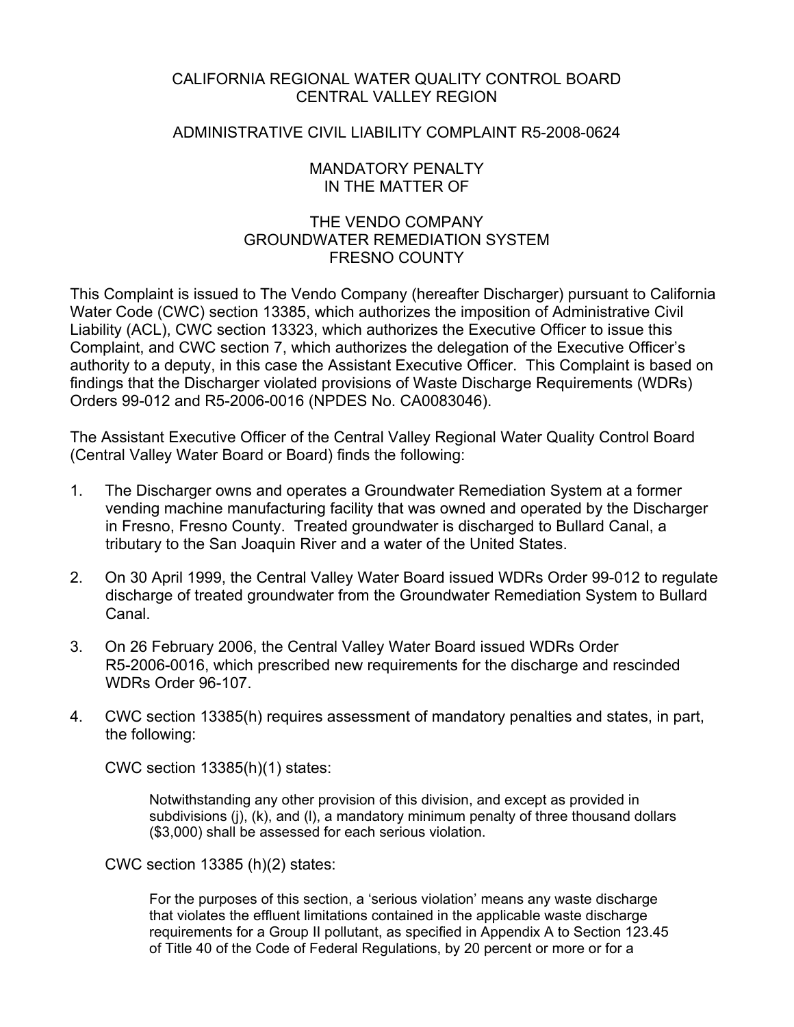CALIFORNIA REGIONAL WATER QUALITY CONTROL BOARD
CENTRAL VALLEY REGION

ADMINISTRATIVE CIVIL LIABILITY COMPLAINT R5-2008-0624

MANDATORY PENALTY
IN THE MATTER OF

THE VENDO COMPANY
GROUNDWATER REMEDIATION SYSTEM
FRESNO COUNTY

This Complaint is issued to The Vendo Company (hereafter Discharger) pursuant to California Water Code (CWC) section 13385, which authorizes the imposition of Administrative Civil Liability (ACL), CWC section 13323, which authorizes the Executive Officer to issue this Complaint, and CWC section 7, which authorizes the delegation of the Executive Officer's authority to a deputy, in this case the Assistant Executive Officer. This Complaint is based on findings that the Discharger violated provisions of Waste Discharge Requirements (WDRs) Orders 99-012 and R5-2006-0016 (NPDES No. CA0083046).

The Assistant Executive Officer of the Central Valley Regional Water Quality Control Board (Central Valley Water Board or Board) finds the following:

1. The Discharger owns and operates a Groundwater Remediation System at a former vending machine manufacturing facility that was owned and operated by the Discharger in Fresno, Fresno County. Treated groundwater is discharged to Bullard Canal, a tributary to the San Joaquin River and a water of the United States.

2. On 30 April 1999, the Central Valley Water Board issued WDRs Order 99-012 to regulate discharge of treated groundwater from the Groundwater Remediation System to Bullard Canal.

3. On 26 February 2006, the Central Valley Water Board issued WDRs Order R5-2006-0016, which prescribed new requirements for the discharge and rescinded WDRs Order 96-107.

4. CWC section 13385(h) requires assessment of mandatory penalties and states, in part, the following:

   CWC section 13385(h)(1) states:

   > Notwithstanding any other provision of this division, and except as provided in subdivisions (j), (k), and (l), a mandatory minimum penalty of three thousand dollars ($3,000) shall be assessed for each serious violation.

   CWC section 13385 (h)(2) states:

   > For the purposes of this section, a 'serious violation' means any waste discharge that violates the effluent limitations contained in the applicable waste discharge requirements for a Group II pollutant, as specified in Appendix A to Section 123.45 of Title 40 of the Code of Federal Regulations, by 20 percent or more or for a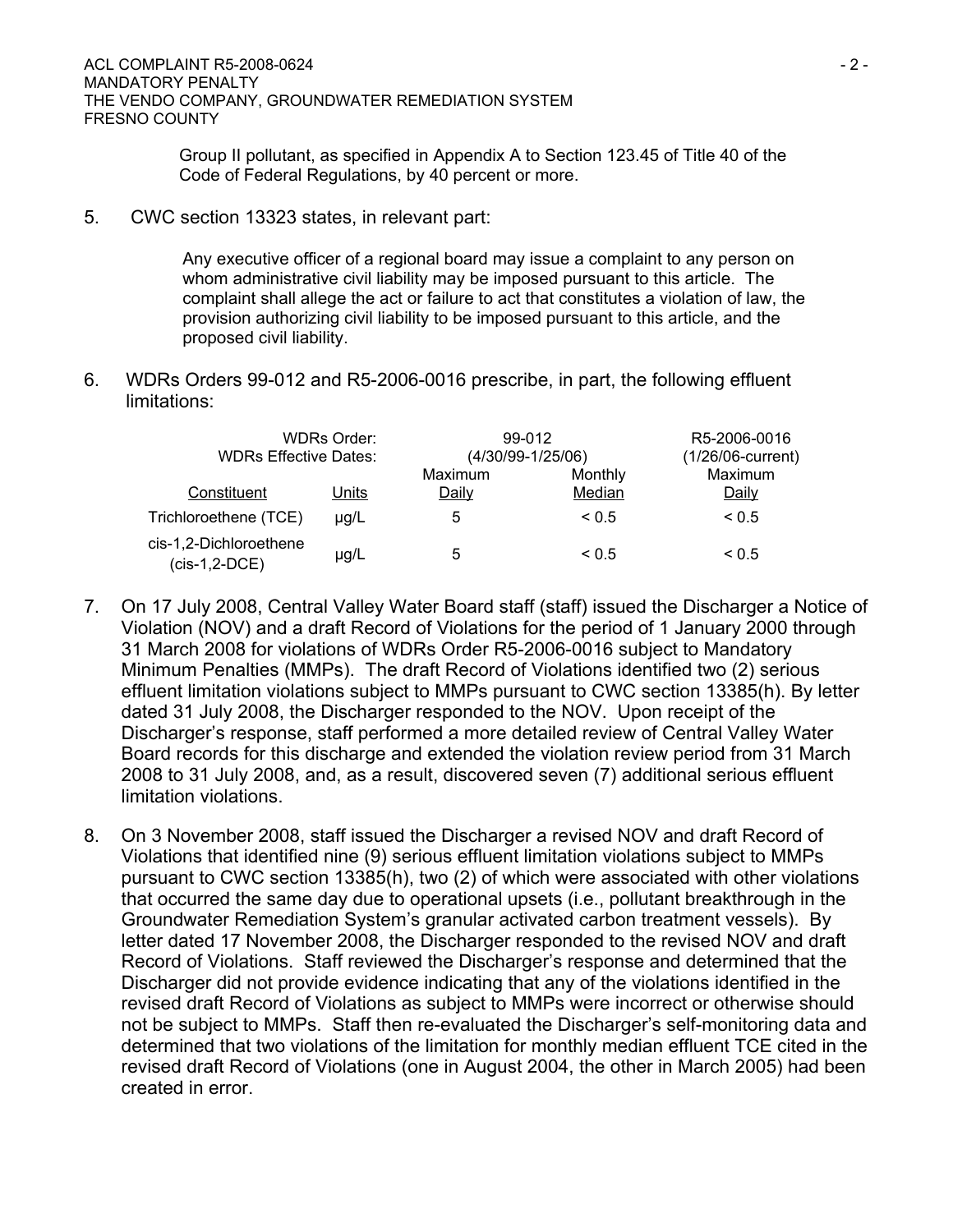Group II pollutant, as specified in Appendix A to Section 123.45 of Title 40 of the Code of Federal Regulations, by 40 percent or more.

5. CWC section 13323 states, in relevant part:

   > Any executive officer of a regional board may issue a complaint to any person on whom administrative civil liability may be imposed pursuant to this article. The complaint shall allege the act or failure to act that constitutes a violation of law, the provision authorizing civil liability to be imposed pursuant to this article, and the proposed civil liability.

6. WDRs Orders 99-012 and R5-2006-0016 prescribe, in part, the following effluent limitations:

| WDRs Order: | | 99-012 | | R5-2006-0016 |
|---|---|---|---|---|
| WDRs Effective Dates: | | (4/30/99-1/25/06) | | (1/26/06-current) |
| Constituent | Units | Maximum Daily | Monthly Median | Maximum Daily |
| Trichloroethene (TCE) | µg/L | 5 | < 0.5 | < 0.5 |
| cis-1,2-Dichloroethene (cis-1,2-DCE) | µg/L | 5 | < 0.5 | < 0.5 |

7. On 17 July 2008, Central Valley Water Board staff (staff) issued the Discharger a Notice of Violation (NOV) and a draft Record of Violations for the period of 1 January 2000 through 31 March 2008 for violations of WDRs Order R5-2006-0016 subject to Mandatory Minimum Penalties (MMPs). The draft Record of Violations identified two (2) serious effluent limitation violations subject to MMPs pursuant to CWC section 13385(h). By letter dated 31 July 2008, the Discharger responded to the NOV. Upon receipt of the Discharger's response, staff performed a more detailed review of Central Valley Water Board records for this discharge and extended the violation review period from 31 March 2008 to 31 July 2008, and, as a result, discovered seven (7) additional serious effluent limitation violations.

8. On 3 November 2008, staff issued the Discharger a revised NOV and draft Record of Violations that identified nine (9) serious effluent limitation violations subject to MMPs pursuant to CWC section 13385(h), two (2) of which were associated with other violations that occurred the same day due to operational upsets (i.e., pollutant breakthrough in the Groundwater Remediation System's granular activated carbon treatment vessels). By letter dated 17 November 2008, the Discharger responded to the revised NOV and draft Record of Violations. Staff reviewed the Discharger's response and determined that the Discharger did not provide evidence indicating that any of the violations identified in the revised draft Record of Violations as subject to MMPs were incorrect or otherwise should not be subject to MMPs. Staff then re-evaluated the Discharger's self-monitoring data and determined that two violations of the limitation for monthly median effluent TCE cited in the revised draft Record of Violations (one in August 2004, the other in March 2005) had been created in error.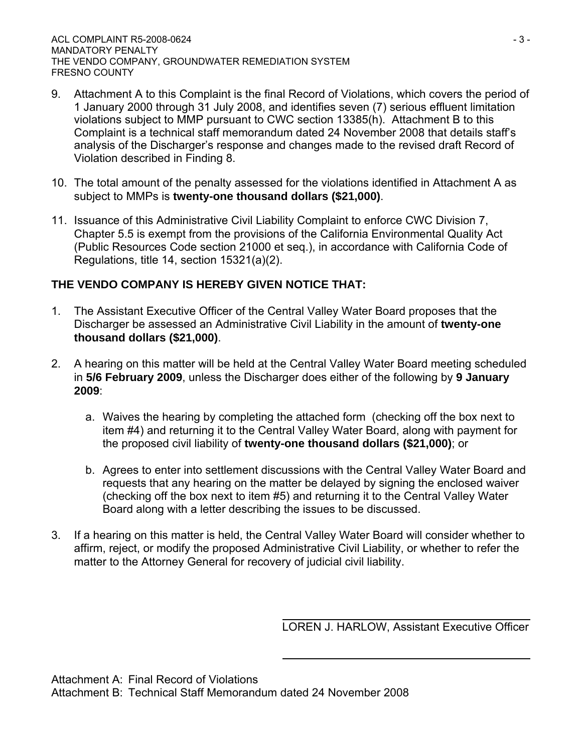9. Attachment A to this Complaint is the final Record of Violations, which covers the period of 1 January 2000 through 31 July 2008, and identifies seven (7) serious effluent limitation violations subject to MMP pursuant to CWC section 13385(h). Attachment B to this Complaint is a technical staff memorandum dated 24 November 2008 that details staff's analysis of the Discharger's response and changes made to the revised draft Record of Violation described in Finding 8.

10. The total amount of the penalty assessed for the violations identified in Attachment A as subject to MMPs is **twenty-one thousand dollars ($21,000)**.

11. Issuance of this Administrative Civil Liability Complaint to enforce CWC Division 7, Chapter 5.5 is exempt from the provisions of the California Environmental Quality Act (Public Resources Code section 21000 et seq.), in accordance with California Code of Regulations, title 14, section 15321(a)(2).

**THE VENDO COMPANY IS HEREBY GIVEN NOTICE THAT:**

1. The Assistant Executive Officer of the Central Valley Water Board proposes that the Discharger be assessed an Administrative Civil Liability in the amount of **twenty-one thousand dollars ($21,000)**.

2. A hearing on this matter will be held at the Central Valley Water Board meeting scheduled in **5/6 February 2009**, unless the Discharger does either of the following by **9 January 2009**:

   a. Waives the hearing by completing the attached form (checking off the box next to item #4) and returning it to the Central Valley Water Board, along with payment for the proposed civil liability of **twenty-one thousand dollars ($21,000)**; or

   b. Agrees to enter into settlement discussions with the Central Valley Water Board and requests that any hearing on the matter be delayed by signing the enclosed waiver (checking off the box next to item #5) and returning it to the Central Valley Water Board along with a letter describing the issues to be discussed.

3. If a hearing on this matter is held, the Central Valley Water Board will consider whether to affirm, reject, or modify the proposed Administrative Civil Liability, or whether to refer the matter to the Attorney General for recovery of judicial civil liability.

LOREN J. HARLOW, Assistant Executive Officer

Attachment A: Final Record of Violations
Attachment B: Technical Staff Memorandum dated 24 November 2008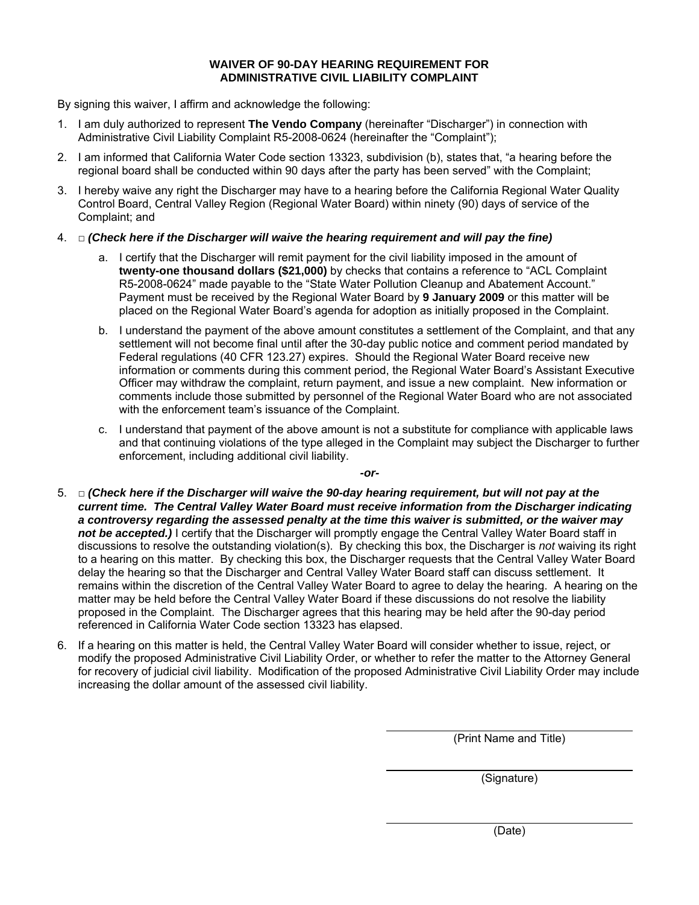**WAIVER OF 90-DAY HEARING REQUIREMENT FOR ADMINISTRATIVE CIVIL LIABILITY COMPLAINT**

By signing this waiver, I affirm and acknowledge the following:

1. I am duly authorized to represent **The Vendo Company** (hereinafter “Discharger”) in connection with Administrative Civil Liability Complaint R5-2008-0624 (hereinafter the “Complaint”);

2. I am informed that California Water Code section 13323, subdivision (b), states that, “a hearing before the regional board shall be conducted within 90 days after the party has been served” with the Complaint;

3. I hereby waive any right the Discharger may have to a hearing before the California Regional Water Quality Control Board, Central Valley Region (Regional Water Board) within ninety (90) days of service of the Complaint; and

4. □ ***(Check here if the Discharger will waive the hearing requirement and will pay the fine)***

   a. I certify that the Discharger will remit payment for the civil liability imposed in the amount of **twenty-one thousand dollars ($21,000)** by checks that contains a reference to “ACL Complaint R5-2008-0624” made payable to the “State Water Pollution Cleanup and Abatement Account.” Payment must be received by the Regional Water Board by **9 January 2009** or this matter will be placed on the Regional Water Board’s agenda for adoption as initially proposed in the Complaint.

   b. I understand the payment of the above amount constitutes a settlement of the Complaint, and that any settlement will not become final until after the 30-day public notice and comment period mandated by Federal regulations (40 CFR 123.27) expires. Should the Regional Water Board receive new information or comments during this comment period, the Regional Water Board’s Assistant Executive Officer may withdraw the complaint, return payment, and issue a new complaint. New information or comments include those submitted by personnel of the Regional Water Board who are not associated with the enforcement team’s issuance of the Complaint.

   c. I understand that payment of the above amount is not a substitute for compliance with applicable laws and that continuing violations of the type alleged in the Complaint may subject the Discharger to further enforcement, including additional civil liability.

***-or-***

5. □ ***(Check here if the Discharger will waive the 90-day hearing requirement, but will not pay at the current time. The Central Valley Water Board must receive information from the Discharger indicating a controversy regarding the assessed penalty at the time this waiver is submitted, or the waiver may not be accepted.)*** I certify that the Discharger will promptly engage the Central Valley Water Board staff in discussions to resolve the outstanding violation(s). By checking this box, the Discharger is *not* waiving its right to a hearing on this matter. By checking this box, the Discharger requests that the Central Valley Water Board delay the hearing so that the Discharger and Central Valley Water Board staff can discuss settlement. It remains within the discretion of the Central Valley Water Board to agree to delay the hearing. A hearing on the matter may be held before the Central Valley Water Board if these discussions do not resolve the liability proposed in the Complaint. The Discharger agrees that this hearing may be held after the 90-day period referenced in California Water Code section 13323 has elapsed.

6. If a hearing on this matter is held, the Central Valley Water Board will consider whether to issue, reject, or modify the proposed Administrative Civil Liability Order, or whether to refer the matter to the Attorney General for recovery of judicial civil liability. Modification of the proposed Administrative Civil Liability Order may include increasing the dollar amount of the assessed civil liability.

\_\_\_\_\_\_\_\_\_\_\_\_\_\_\_\_\_\_\_\_\_\_\_\_\_\_\_\_\_\_\_\_\_\_\_\_\_\_\_\_\_
(Print Name and Title)

\_\_\_\_\_\_\_\_\_\_\_\_\_\_\_\_\_\_\_\_\_\_\_\_\_\_\_\_\_\_\_\_\_\_\_\_\_\_\_\_\_
(Signature)

\_\_\_\_\_\_\_\_\_\_\_\_\_\_\_\_\_\_\_\_\_\_\_\_\_\_\_\_\_\_\_\_\_\_\_\_\_\_\_\_\_
(Date)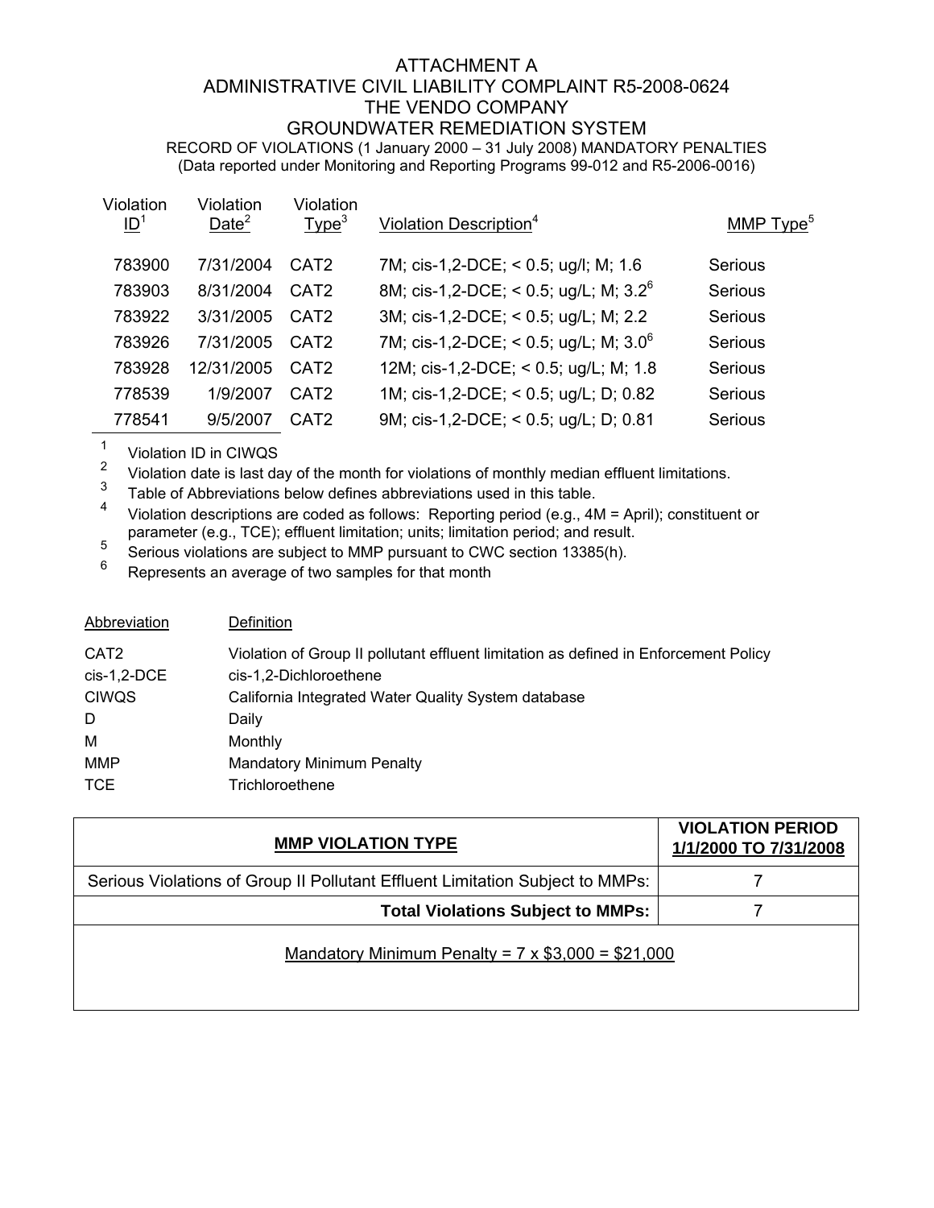# ATTACHMENT A
## ADMINISTRATIVE CIVIL LIABILITY COMPLAINT R5-2008-0624
## THE VENDO COMPANY
## GROUNDWATER REMEDIATION SYSTEM

RECORD OF VIOLATIONS (1 January 2000 – 31 July 2008) MANDATORY PENALTIES
(Data reported under Monitoring and Reporting Programs 99-012 and R5-2006-0016)

| Violation ID[1] | Violation Date[2] | Violation Type[3] | Violation Description[4] | MMP Type[5] |
|---|---|---|---|---|
| 783900 | 7/31/2004 | CAT2 | 7M; cis-1,2-DCE; < 0.5; ug/l; M; 1.6 | Serious |
| 783903 | 8/31/2004 | CAT2 | 8M; cis-1,2-DCE; < 0.5; ug/L; M; 3.2[6] | Serious |
| 783922 | 3/31/2005 | CAT2 | 3M; cis-1,2-DCE; < 0.5; ug/L; M; 2.2 | Serious |
| 783926 | 7/31/2005 | CAT2 | 7M; cis-1,2-DCE; < 0.5; ug/L; M; 3.0[6] | Serious |
| 783928 | 12/31/2005 | CAT2 | 12M; cis-1,2-DCE; < 0.5; ug/L; M; 1.8 | Serious |
| 778539 | 1/9/2007 | CAT2 | 1M; cis-1,2-DCE; < 0.5; ug/L; D; 0.82 | Serious |
| 778541 | 9/5/2007 | CAT2 | 9M; cis-1,2-DCE; < 0.5; ug/L; D; 0.81 | Serious |

1. Violation ID in CIWQS
2. Violation date is last day of the month for violations of monthly median effluent limitations.
3. Table of Abbreviations below defines abbreviations used in this table.
4. Violation descriptions are coded as follows: Reporting period (e.g., 4M = April); constituent or parameter (e.g., TCE); effluent limitation; units; limitation period; and result.
5. Serious violations are subject to MMP pursuant to CWC section 13385(h).
6. Represents an average of two samples for that month

| Abbreviation | Definition |
|---|---|
| CAT2 | Violation of Group II pollutant effluent limitation as defined in Enforcement Policy |
| cis-1,2-DCE | cis-1,2-Dichloroethene |
| CIWQS | California Integrated Water Quality System database |
| D | Daily |
| M | Monthly |
| MMP | Mandatory Minimum Penalty |
| TCE | Trichloroethene |

| **MMP VIOLATION TYPE** | **VIOLATION PERIOD 1/1/2000 TO 7/31/2008** |
|---|---|
| Serious Violations of Group II Pollutant Effluent Limitation Subject to MMPs: | 7 |
| **Total Violations Subject to MMPs:** | 7 |
| Mandatory Minimum Penalty = 7 x $3,000 = $21,000 | |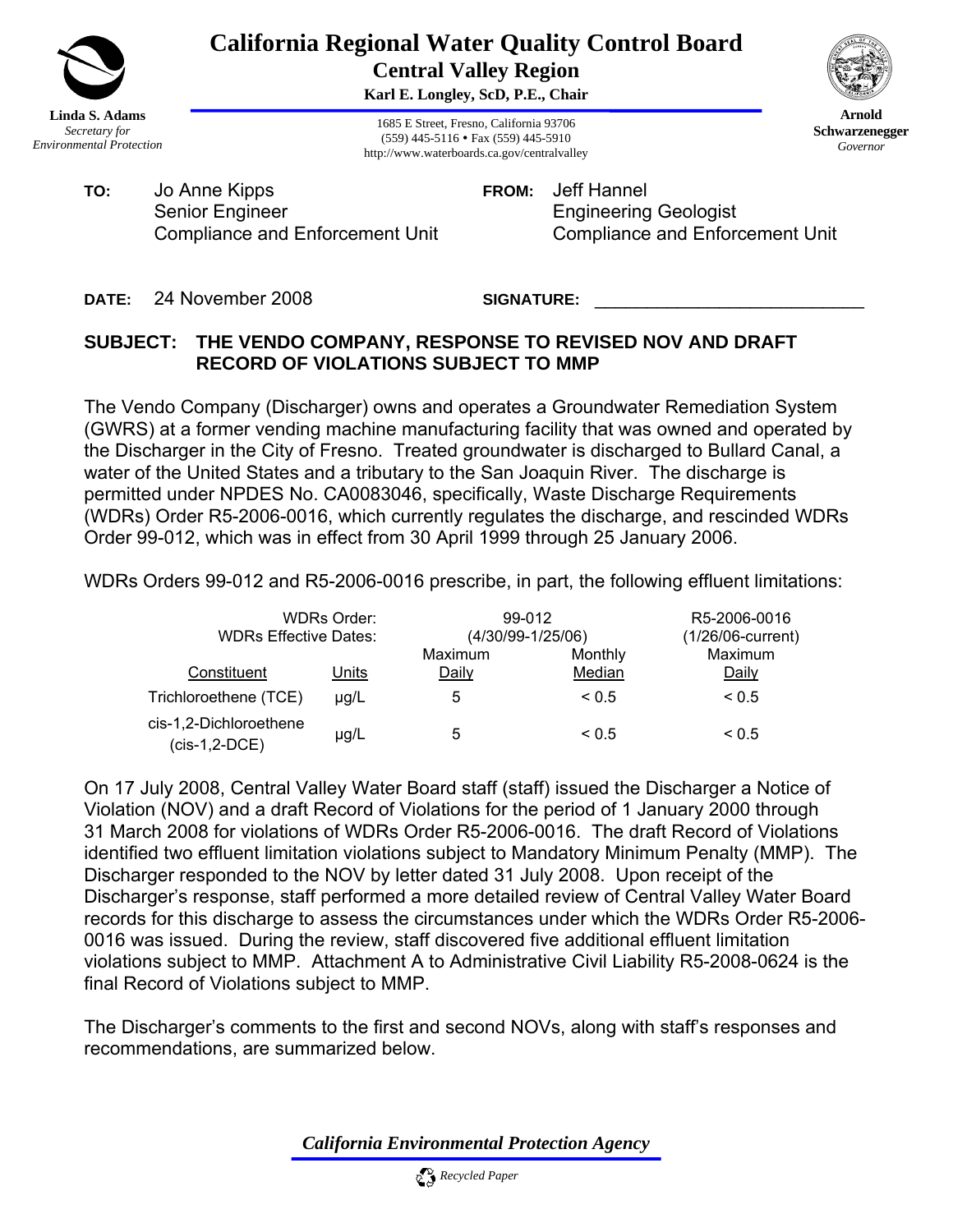**California Regional Water Quality Control Board**
**Central Valley Region**
**Karl E. Longley, ScD, P.E., Chair**

**Linda S. Adams**
*Secretary for Environmental Protection*

1685 E Street, Fresno, California 93706
(559) 445-5116 • Fax (559) 445-5910
http://www.waterboards.ca.gov/centralvalley

**Arnold Schwarzenegger**
*Governor*

**TO:** Jo Anne Kipps
Senior Engineer
Compliance and Enforcement Unit

**FROM:** Jeff Hannel
Engineering Geologist
Compliance and Enforcement Unit

**DATE:** 24 November 2008

**SIGNATURE:** ___________________________

**SUBJECT: THE VENDO COMPANY, RESPONSE TO REVISED NOV AND DRAFT RECORD OF VIOLATIONS SUBJECT TO MMP**

The Vendo Company (Discharger) owns and operates a Groundwater Remediation System (GWRS) at a former vending machine manufacturing facility that was owned and operated by the Discharger in the City of Fresno. Treated groundwater is discharged to Bullard Canal, a water of the United States and a tributary to the San Joaquin River. The discharge is permitted under NPDES No. CA0083046, specifically, Waste Discharge Requirements (WDRs) Order R5-2006-0016, which currently regulates the discharge, and rescinded WDRs Order 99-012, which was in effect from 30 April 1999 through 25 January 2006.

WDRs Orders 99-012 and R5-2006-0016 prescribe, in part, the following effluent limitations:

| | WDRs Order: | 99-012 | | R5-2006-0016 |
|---|---|---|---|---|
| | WDRs Effective Dates: | (4/30/99-1/25/06) | | (1/26/06-current) |
| Constituent | Units | Maximum Daily | Monthly Median | Maximum Daily |
| Trichloroethene (TCE) | µg/L | 5 | < 0.5 | < 0.5 |
| cis-1,2-Dichloroethene (cis-1,2-DCE) | µg/L | 5 | < 0.5 | < 0.5 |

On 17 July 2008, Central Valley Water Board staff (staff) issued the Discharger a Notice of Violation (NOV) and a draft Record of Violations for the period of 1 January 2000 through 31 March 2008 for violations of WDRs Order R5-2006-0016. The draft Record of Violations identified two effluent limitation violations subject to Mandatory Minimum Penalty (MMP). The Discharger responded to the NOV by letter dated 31 July 2008. Upon receipt of the Discharger's response, staff performed a more detailed review of Central Valley Water Board records for this discharge to assess the circumstances under which the WDRs Order R5-2006-0016 was issued. During the review, staff discovered five additional effluent limitation violations subject to MMP. Attachment A to Administrative Civil Liability R5-2008-0624 is the final Record of Violations subject to MMP.

The Discharger's comments to the first and second NOVs, along with staff's responses and recommendations, are summarized below.

*California Environmental Protection Agency*

*Recycled Paper*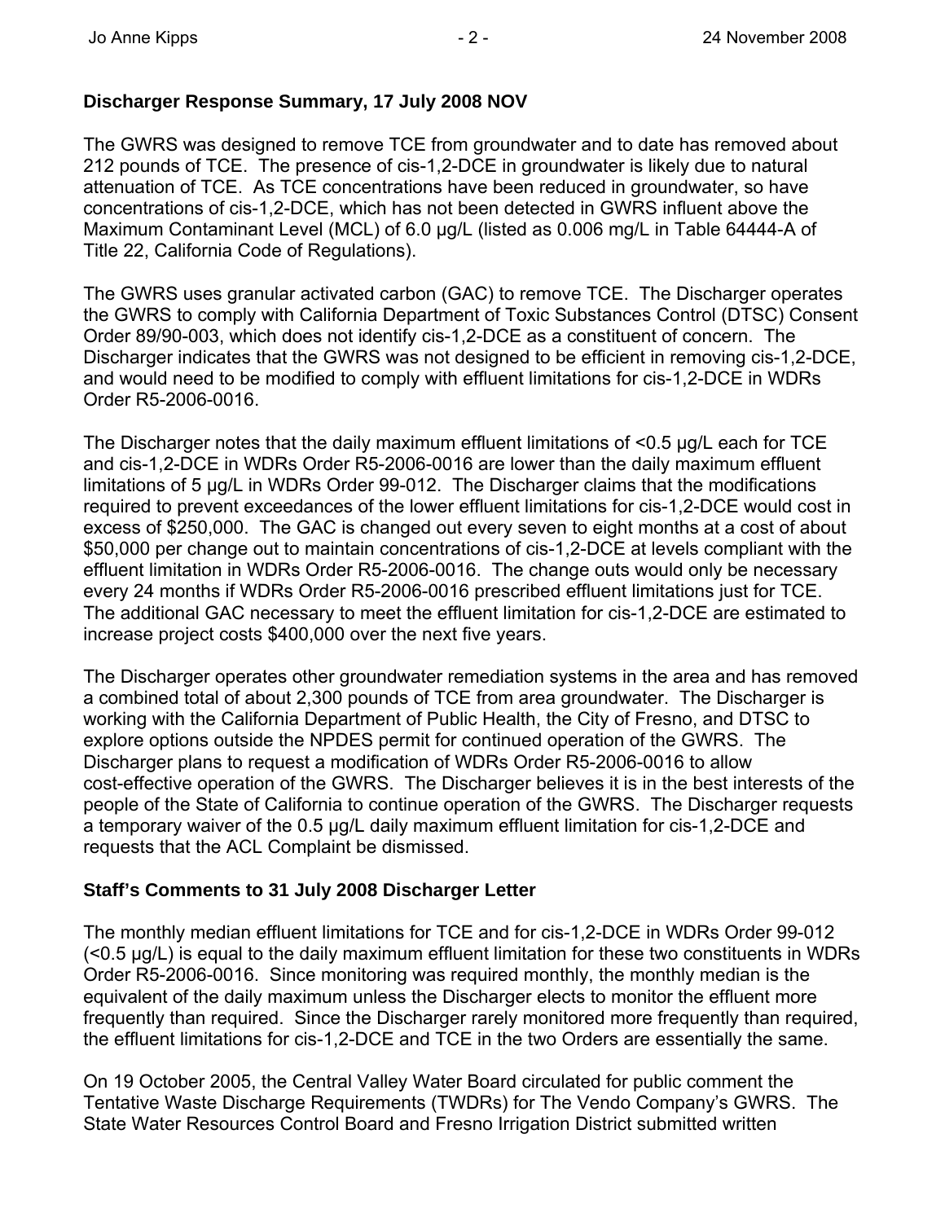**Discharger Response Summary, 17 July 2008 NOV**

The GWRS was designed to remove TCE from groundwater and to date has removed about 212 pounds of TCE. The presence of cis-1,2-DCE in groundwater is likely due to natural attenuation of TCE. As TCE concentrations have been reduced in groundwater, so have concentrations of cis-1,2-DCE, which has not been detected in GWRS influent above the Maximum Contaminant Level (MCL) of 6.0 µg/L (listed as 0.006 mg/L in Table 64444-A of Title 22, California Code of Regulations).

The GWRS uses granular activated carbon (GAC) to remove TCE. The Discharger operates the GWRS to comply with California Department of Toxic Substances Control (DTSC) Consent Order 89/90-003, which does not identify cis-1,2-DCE as a constituent of concern. The Discharger indicates that the GWRS was not designed to be efficient in removing cis-1,2-DCE, and would need to be modified to comply with effluent limitations for cis-1,2-DCE in WDRs Order R5-2006-0016.

The Discharger notes that the daily maximum effluent limitations of <0.5 µg/L each for TCE and cis-1,2-DCE in WDRs Order R5-2006-0016 are lower than the daily maximum effluent limitations of 5 µg/L in WDRs Order 99-012. The Discharger claims that the modifications required to prevent exceedances of the lower effluent limitations for cis-1,2-DCE would cost in excess of $250,000. The GAC is changed out every seven to eight months at a cost of about $50,000 per change out to maintain concentrations of cis-1,2-DCE at levels compliant with the effluent limitation in WDRs Order R5-2006-0016. The change outs would only be necessary every 24 months if WDRs Order R5-2006-0016 prescribed effluent limitations just for TCE. The additional GAC necessary to meet the effluent limitation for cis-1,2-DCE are estimated to increase project costs $400,000 over the next five years.

The Discharger operates other groundwater remediation systems in the area and has removed a combined total of about 2,300 pounds of TCE from area groundwater. The Discharger is working with the California Department of Public Health, the City of Fresno, and DTSC to explore options outside the NPDES permit for continued operation of the GWRS. The Discharger plans to request a modification of WDRs Order R5-2006-0016 to allow cost-effective operation of the GWRS. The Discharger believes it is in the best interests of the people of the State of California to continue operation of the GWRS. The Discharger requests a temporary waiver of the 0.5 µg/L daily maximum effluent limitation for cis-1,2-DCE and requests that the ACL Complaint be dismissed.

**Staff's Comments to 31 July 2008 Discharger Letter**

The monthly median effluent limitations for TCE and for cis-1,2-DCE in WDRs Order 99-012 (<0.5 µg/L) is equal to the daily maximum effluent limitation for these two constituents in WDRs Order R5-2006-0016. Since monitoring was required monthly, the monthly median is the equivalent of the daily maximum unless the Discharger elects to monitor the effluent more frequently than required. Since the Discharger rarely monitored more frequently than required, the effluent limitations for cis-1,2-DCE and TCE in the two Orders are essentially the same.

On 19 October 2005, the Central Valley Water Board circulated for public comment the Tentative Waste Discharge Requirements (TWDRs) for The Vendo Company's GWRS. The State Water Resources Control Board and Fresno Irrigation District submitted written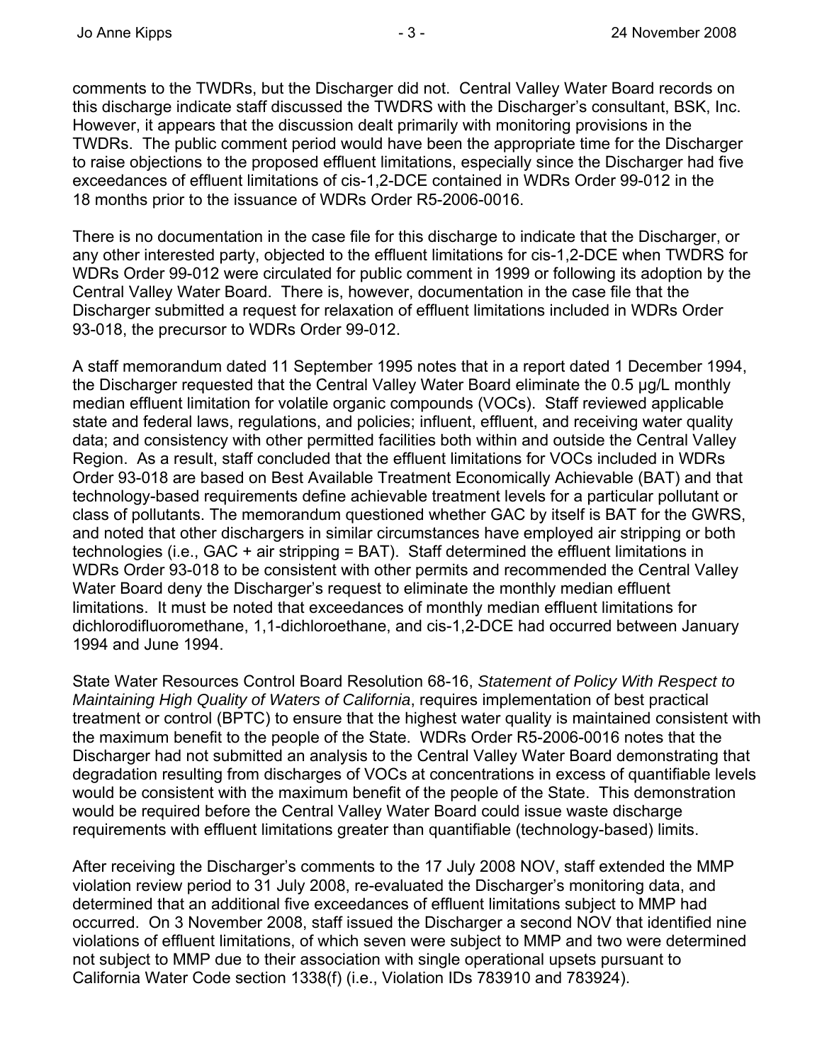comments to the TWDRs, but the Discharger did not. Central Valley Water Board records on this discharge indicate staff discussed the TWDRS with the Discharger's consultant, BSK, Inc. However, it appears that the discussion dealt primarily with monitoring provisions in the TWDRs. The public comment period would have been the appropriate time for the Discharger to raise objections to the proposed effluent limitations, especially since the Discharger had five exceedances of effluent limitations of cis-1,2-DCE contained in WDRs Order 99-012 in the 18 months prior to the issuance of WDRs Order R5-2006-0016.

There is no documentation in the case file for this discharge to indicate that the Discharger, or any other interested party, objected to the effluent limitations for cis-1,2-DCE when TWDRS for WDRs Order 99-012 were circulated for public comment in 1999 or following its adoption by the Central Valley Water Board. There is, however, documentation in the case file that the Discharger submitted a request for relaxation of effluent limitations included in WDRs Order 93-018, the precursor to WDRs Order 99-012.

A staff memorandum dated 11 September 1995 notes that in a report dated 1 December 1994, the Discharger requested that the Central Valley Water Board eliminate the 0.5 µg/L monthly median effluent limitation for volatile organic compounds (VOCs). Staff reviewed applicable state and federal laws, regulations, and policies; influent, effluent, and receiving water quality data; and consistency with other permitted facilities both within and outside the Central Valley Region. As a result, staff concluded that the effluent limitations for VOCs included in WDRs Order 93-018 are based on Best Available Treatment Economically Achievable (BAT) and that technology-based requirements define achievable treatment levels for a particular pollutant or class of pollutants. The memorandum questioned whether GAC by itself is BAT for the GWRS, and noted that other dischargers in similar circumstances have employed air stripping or both technologies (i.e., GAC + air stripping = BAT). Staff determined the effluent limitations in WDRs Order 93-018 to be consistent with other permits and recommended the Central Valley Water Board deny the Discharger's request to eliminate the monthly median effluent limitations. It must be noted that exceedances of monthly median effluent limitations for dichlorodifluoromethane, 1,1-dichloroethane, and cis-1,2-DCE had occurred between January 1994 and June 1994.

State Water Resources Control Board Resolution 68-16, *Statement of Policy With Respect to Maintaining High Quality of Waters of California*, requires implementation of best practical treatment or control (BPTC) to ensure that the highest water quality is maintained consistent with the maximum benefit to the people of the State. WDRs Order R5-2006-0016 notes that the Discharger had not submitted an analysis to the Central Valley Water Board demonstrating that degradation resulting from discharges of VOCs at concentrations in excess of quantifiable levels would be consistent with the maximum benefit of the people of the State. This demonstration would be required before the Central Valley Water Board could issue waste discharge requirements with effluent limitations greater than quantifiable (technology-based) limits.

After receiving the Discharger's comments to the 17 July 2008 NOV, staff extended the MMP violation review period to 31 July 2008, re-evaluated the Discharger's monitoring data, and determined that an additional five exceedances of effluent limitations subject to MMP had occurred. On 3 November 2008, staff issued the Discharger a second NOV that identified nine violations of effluent limitations, of which seven were subject to MMP and two were determined not subject to MMP due to their association with single operational upsets pursuant to California Water Code section 1338(f) (i.e., Violation IDs 783910 and 783924).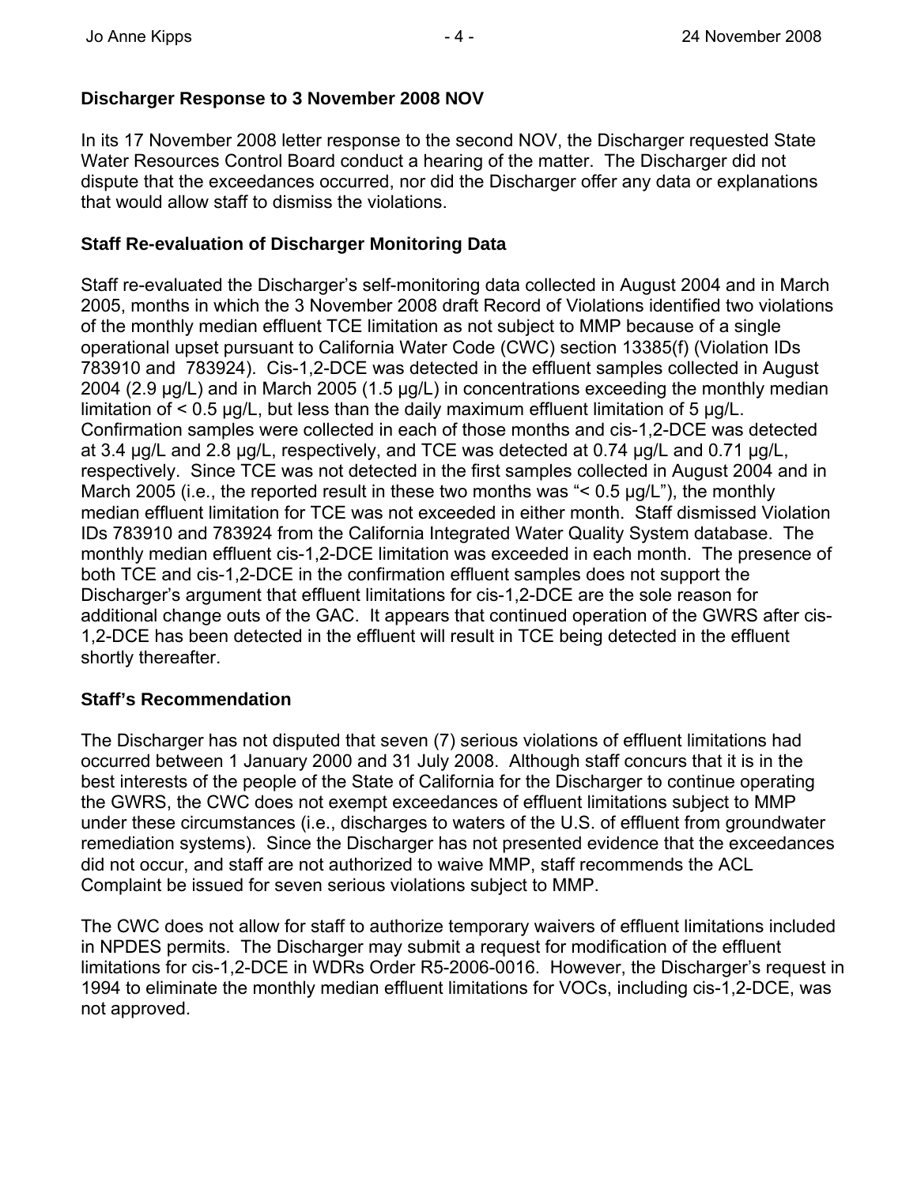**Discharger Response to 3 November 2008 NOV**

In its 17 November 2008 letter response to the second NOV, the Discharger requested State Water Resources Control Board conduct a hearing of the matter. The Discharger did not dispute that the exceedances occurred, nor did the Discharger offer any data or explanations that would allow staff to dismiss the violations.

**Staff Re-evaluation of Discharger Monitoring Data**

Staff re-evaluated the Discharger's self-monitoring data collected in August 2004 and in March 2005, months in which the 3 November 2008 draft Record of Violations identified two violations of the monthly median effluent TCE limitation as not subject to MMP because of a single operational upset pursuant to California Water Code (CWC) section 13385(f) (Violation IDs 783910 and 783924). Cis-1,2-DCE was detected in the effluent samples collected in August 2004 (2.9 µg/L) and in March 2005 (1.5 µg/L) in concentrations exceeding the monthly median limitation of < 0.5 µg/L, but less than the daily maximum effluent limitation of 5 µg/L. Confirmation samples were collected in each of those months and cis-1,2-DCE was detected at 3.4 µg/L and 2.8 µg/L, respectively, and TCE was detected at 0.74 µg/L and 0.71 µg/L, respectively. Since TCE was not detected in the first samples collected in August 2004 and in March 2005 (i.e., the reported result in these two months was "< 0.5 µg/L"), the monthly median effluent limitation for TCE was not exceeded in either month. Staff dismissed Violation IDs 783910 and 783924 from the California Integrated Water Quality System database. The monthly median effluent cis-1,2-DCE limitation was exceeded in each month. The presence of both TCE and cis-1,2-DCE in the confirmation effluent samples does not support the Discharger's argument that effluent limitations for cis-1,2-DCE are the sole reason for additional change outs of the GAC. It appears that continued operation of the GWRS after cis-1,2-DCE has been detected in the effluent will result in TCE being detected in the effluent shortly thereafter.

**Staff's Recommendation**

The Discharger has not disputed that seven (7) serious violations of effluent limitations had occurred between 1 January 2000 and 31 July 2008. Although staff concurs that it is in the best interests of the people of the State of California for the Discharger to continue operating the GWRS, the CWC does not exempt exceedances of effluent limitations subject to MMP under these circumstances (i.e., discharges to waters of the U.S. of effluent from groundwater remediation systems). Since the Discharger has not presented evidence that the exceedances did not occur, and staff are not authorized to waive MMP, staff recommends the ACL Complaint be issued for seven serious violations subject to MMP.

The CWC does not allow for staff to authorize temporary waivers of effluent limitations included in NPDES permits. The Discharger may submit a request for modification of the effluent limitations for cis-1,2-DCE in WDRs Order R5-2006-0016. However, the Discharger's request in 1994 to eliminate the monthly median effluent limitations for VOCs, including cis-1,2-DCE, was not approved.